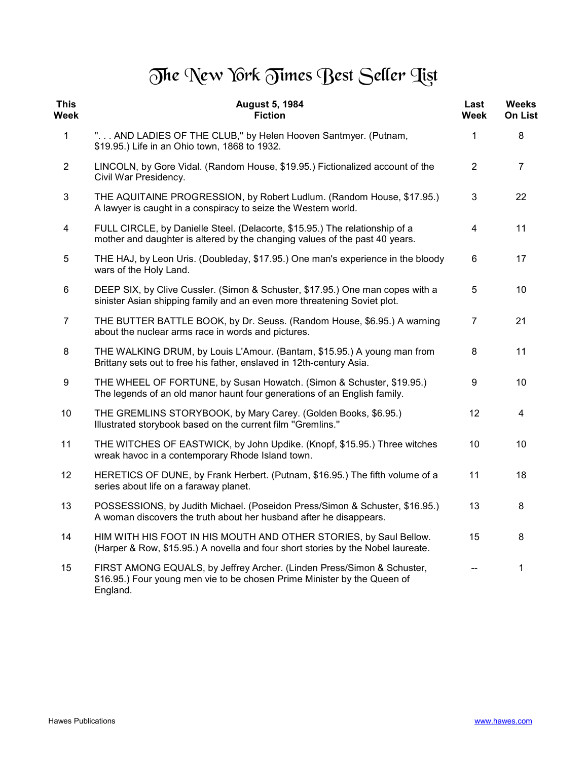# The New York Times Best Seller List

| This Week | August 5, 1984<br>Fiction | Last Week | Weeks On List |
|---|---|---|---|
| 1 | ". . . AND LADIES OF THE CLUB," by Helen Hooven Santmyer. (Putnam, $19.95.) Life in an Ohio town, 1868 to 1932. | 1 | 8 |
| 2 | LINCOLN, by Gore Vidal. (Random House, $19.95.) Fictionalized account of the Civil War Presidency. | 2 | 7 |
| 3 | THE AQUITAINE PROGRESSION, by Robert Ludlum. (Random House, $17.95.) A lawyer is caught in a conspiracy to seize the Western world. | 3 | 22 |
| 4 | FULL CIRCLE, by Danielle Steel. (Delacorte, $15.95.) The relationship of a mother and daughter is altered by the changing values of the past 40 years. | 4 | 11 |
| 5 | THE HAJ, by Leon Uris. (Doubleday, $17.95.) One man's experience in the bloody wars of the Holy Land. | 6 | 17 |
| 6 | DEEP SIX, by Clive Cussler. (Simon & Schuster, $17.95.) One man copes with a sinister Asian shipping family and an even more threatening Soviet plot. | 5 | 10 |
| 7 | THE BUTTER BATTLE BOOK, by Dr. Seuss. (Random House, $6.95.) A warning about the nuclear arms race in words and pictures. | 7 | 21 |
| 8 | THE WALKING DRUM, by Louis L'Amour. (Bantam, $15.95.) A young man from Brittany sets out to free his father, enslaved in 12th-century Asia. | 8 | 11 |
| 9 | THE WHEEL OF FORTUNE, by Susan Howatch. (Simon & Schuster, $19.95.) The legends of an old manor haunt four generations of an English family. | 9 | 10 |
| 10 | THE GREMLINS STORYBOOK, by Mary Carey. (Golden Books, $6.95.) Illustrated storybook based on the current film "Gremlins." | 12 | 4 |
| 11 | THE WITCHES OF EASTWICK, by John Updike. (Knopf, $15.95.) Three witches wreak havoc in a contemporary Rhode Island town. | 10 | 10 |
| 12 | HERETICS OF DUNE, by Frank Herbert. (Putnam, $16.95.) The fifth volume of a series about life on a faraway planet. | 11 | 18 |
| 13 | POSSESSIONS, by Judith Michael. (Poseidon Press/Simon & Schuster, $16.95.) A woman discovers the truth about her husband after he disappears. | 13 | 8 |
| 14 | HIM WITH HIS FOOT IN HIS MOUTH AND OTHER STORIES, by Saul Bellow. (Harper & Row, $15.95.) A novella and four short stories by the Nobel laureate. | 15 | 8 |
| 15 | FIRST AMONG EQUALS, by Jeffrey Archer. (Linden Press/Simon & Schuster, $16.95.) Four young men vie to be chosen Prime Minister by the Queen of England. | -- | 1 |

Hawes Publications www.hawes.com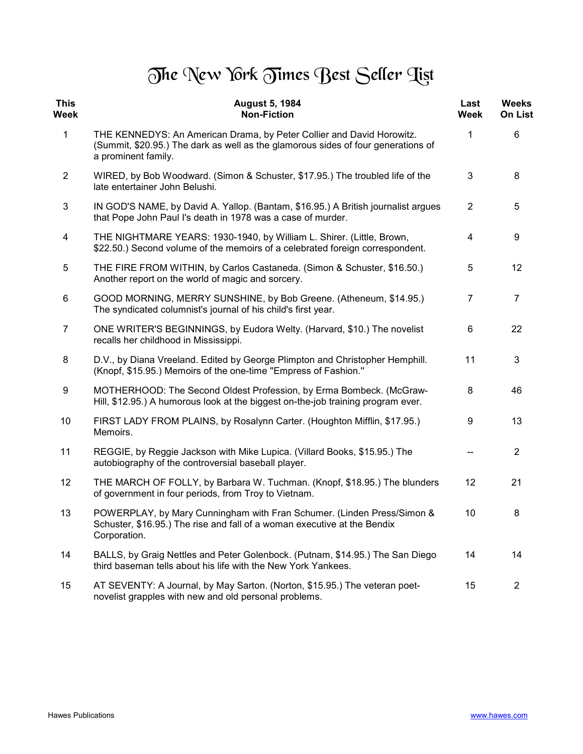# The New York Times Best Seller List

| This Week | August 5, 1984<br>Non-Fiction | Last Week | Weeks On List |
|---|---|---|---|
| 1 | THE KENNEDYS: An American Drama, by Peter Collier and David Horowitz. (Summit, $20.95.) The dark as well as the glamorous sides of four generations of a prominent family. | 1 | 6 |
| 2 | WIRED, by Bob Woodward. (Simon & Schuster, $17.95.) The troubled life of the late entertainer John Belushi. | 3 | 8 |
| 3 | IN GOD'S NAME, by David A. Yallop. (Bantam, $16.95.) A British journalist argues that Pope John Paul I's death in 1978 was a case of murder. | 2 | 5 |
| 4 | THE NIGHTMARE YEARS: 1930-1940, by William L. Shirer. (Little, Brown, $22.50.) Second volume of the memoirs of a celebrated foreign correspondent. | 4 | 9 |
| 5 | THE FIRE FROM WITHIN, by Carlos Castaneda. (Simon & Schuster, $16.50.) Another report on the world of magic and sorcery. | 5 | 12 |
| 6 | GOOD MORNING, MERRY SUNSHINE, by Bob Greene. (Atheneum, $14.95.) The syndicated columnist's journal of his child's first year. | 7 | 7 |
| 7 | ONE WRITER'S BEGINNINGS, by Eudora Welty. (Harvard, $10.) The novelist recalls her childhood in Mississippi. | 6 | 22 |
| 8 | D.V., by Diana Vreeland. Edited by George Plimpton and Christopher Hemphill. (Knopf, $15.95.) Memoirs of the one-time "Empress of Fashion." | 11 | 3 |
| 9 | MOTHERHOOD: The Second Oldest Profession, by Erma Bombeck. (McGraw-Hill, $12.95.) A humorous look at the biggest on-the-job training program ever. | 8 | 46 |
| 10 | FIRST LADY FROM PLAINS, by Rosalynn Carter. (Houghton Mifflin, $17.95.) Memoirs. | 9 | 13 |
| 11 | REGGIE, by Reggie Jackson with Mike Lupica. (Villard Books, $15.95.) The autobiography of the controversial baseball player. | -- | 2 |
| 12 | THE MARCH OF FOLLY, by Barbara W. Tuchman. (Knopf, $18.95.) The blunders of government in four periods, from Troy to Vietnam. | 12 | 21 |
| 13 | POWERPLAY, by Mary Cunningham with Fran Schumer. (Linden Press/Simon & Schuster, $16.95.) The rise and fall of a woman executive at the Bendix Corporation. | 10 | 8 |
| 14 | BALLS, by Graig Nettles and Peter Golenbock. (Putnam, $14.95.) The San Diego third baseman tells about his life with the New York Yankees. | 14 | 14 |
| 15 | AT SEVENTY: A Journal, by May Sarton. (Norton, $15.95.) The veteran poet-novelist grapples with new and old personal problems. | 15 | 2 |